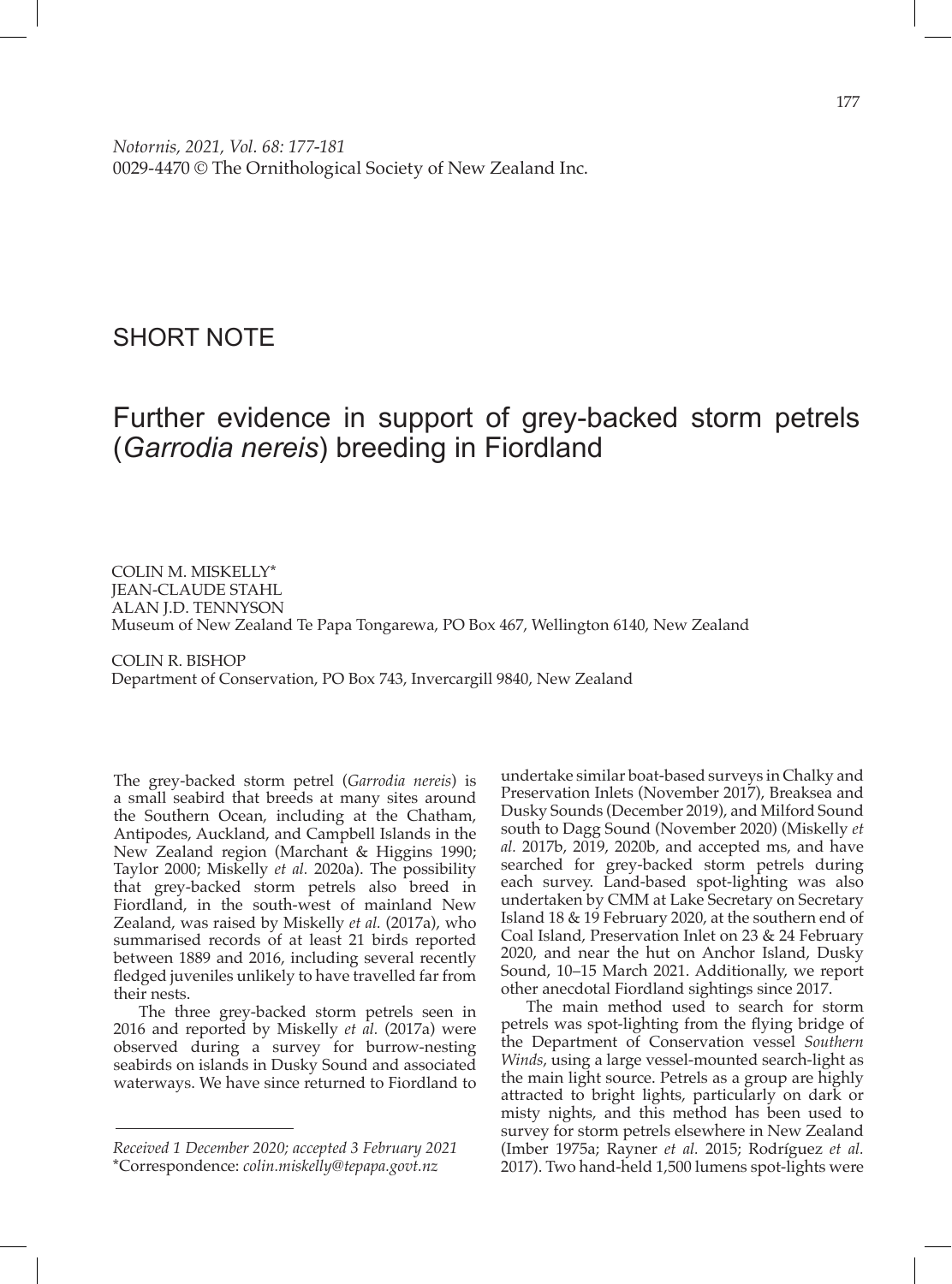## SHORT NOTE

# Further evidence in support of grey-backed storm petrels (*Garrodia nereis*) breeding in Fiordland

COLIN M. MISKELLY*
JEAN-CLAUDE STAHL
ALAN J.D. TENNYSON
Museum of New Zealand Te Papa Tongarewa, PO Box 467, Wellington 6140, New Zealand

COLIN R. BISHOP
Department of Conservation, PO Box 743, Invercargill 9840, New Zealand

The grey-backed storm petrel (*Garrodia nereis*) is a small seabird that breeds at many sites around the Southern Ocean, including at the Chatham, Antipodes, Auckland, and Campbell Islands in the New Zealand region (Marchant & Higgins 1990; Taylor 2000; Miskelly *et al.* 2020a). The possibility that grey-backed storm petrels also breed in Fiordland, in the south-west of mainland New Zealand, was raised by Miskelly *et al.* (2017a), who summarised records of at least 21 birds reported between 1889 and 2016, including several recently fledged juveniles unlikely to have travelled far from their nests.

The three grey-backed storm petrels seen in 2016 and reported by Miskelly *et al.* (2017a) were observed during a survey for burrow-nesting seabirds on islands in Dusky Sound and associated waterways. We have since returned to Fiordland to undertake similar boat-based surveys in Chalky and Preservation Inlets (November 2017), Breaksea and Dusky Sounds (December 2019), and Milford Sound south to Dagg Sound (November 2020) (Miskelly *et al.* 2017b, 2019, 2020b, and accepted ms, and have searched for grey-backed storm petrels during each survey. Land-based spot-lighting was also undertaken by CMM at Lake Secretary on Secretary Island 18 & 19 February 2020, at the southern end of Coal Island, Preservation Inlet on 23 & 24 February 2020, and near the hut on Anchor Island, Dusky Sound, 10–15 March 2021. Additionally, we report other anecdotal Fiordland sightings since 2017.

The main method used to search for storm petrels was spot-lighting from the flying bridge of the Department of Conservation vessel *Southern Winds*, using a large vessel-mounted search-light as the main light source. Petrels as a group are highly attracted to bright lights, particularly on dark or misty nights, and this method has been used to survey for storm petrels elsewhere in New Zealand (Imber 1975a; Rayner *et al.* 2015; Rodríguez *et al.* 2017). Two hand-held 1,500 lumens spot-lights were

*Received 1 December 2020; accepted 3 February 2021*
\*Correspondence: *colin.miskelly@tepapa.govt.nz*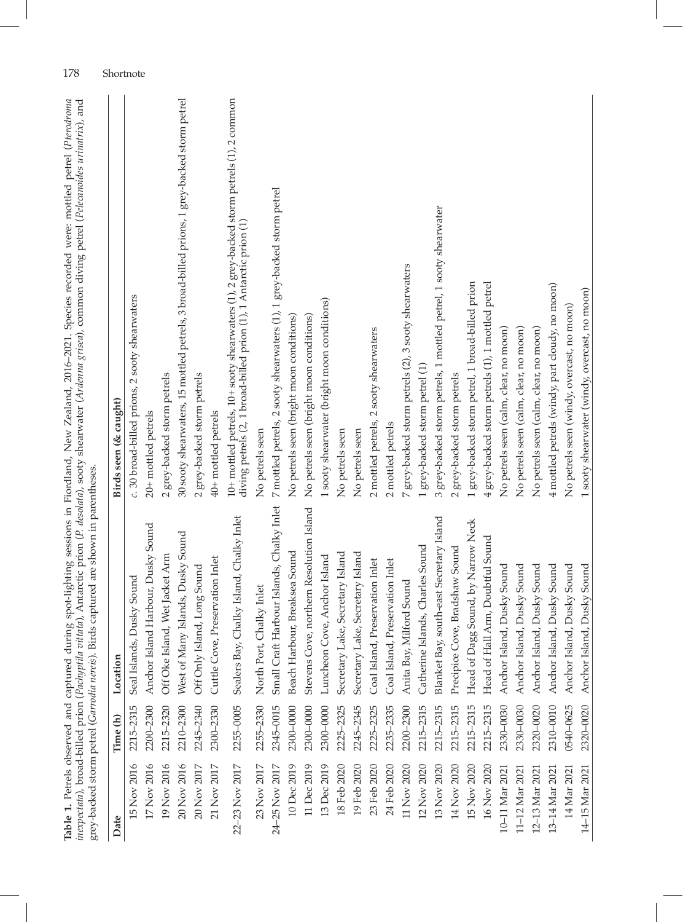**Table 1.** Petrels observed and captured during spot-lighting sessions in Fiordland, New Zealand, 2016–2021. Species recorded were: mottled petrel (*Pterodroma inexpectata*), broad-billed prion (*Pachyptila vittata*), Antarctic prion (*P. desolata*), sooty shearwater (*Ardenna grisea*), common diving petrel (*Pelecanoides urinatrix*), and grey-backed storm petrel (*Garrodia nereis*). Birds captured are shown in parentheses.

| Date | Time (h) | Location | Birds seen (& caught) |
|---|---|---|---|
| 15 Nov 2016 | 2215–2315 | Seal Islands, Dusky Sound | *c*. 30 broad-billed prions, 2 sooty shearwaters |
| 17 Nov 2016 | 2200–2300 | Anchor Island Harbour, Dusky Sound | 20+ mottled petrels |
| 19 Nov 2016 | 2215–2320 | Off Oke Island, Wet Jacket Arm | 2 grey-backed storm petrels |
| 20 Nov 2016 | 2210–2300 | West of Many Islands, Dusky Sound | 30 sooty shearwaters, 15 mottled petrels, 3 broad-billed prions, 1 grey-backed storm petrel |
| 20 Nov 2017 | 2245–2340 | Off Only Island, Long Sound | 2 grey-backed storm petrels |
| 21 Nov 2017 | 2300–2330 | Cuttle Cove, Preservation Inlet | 40+ mottled petrels |
| 22–23 Nov 2017 | 2255–0005 | Sealers Bay, Chalky Island, Chalky Inlet | 10+ mottled petrels, 10+ sooty shearwaters (1), 2 grey-backed storm petrels (1), 2 common diving petrels (2, 1 broad-billed prion (1), 1 Antarctic prion (1) |
| 23 Nov 2017 | 2255–2330 | North Port, Chalky Inlet | No petrels seen |
| 24–25 Nov 2017 | 2345–0015 | Small Craft Harbour Islands, Chalky Inlet | 7 mottled petrels, 2 sooty shearwaters (1), 1 grey-backed storm petrel |
| 10 Dec 2019 | 2300–0000 | Beach Harbour, Breaksea Sound | No petrels seen (bright moon conditions) |
| 11 Dec 2019 | 2300–0000 | Stevens Cove, northern Resolution Island | No petrels seen (bright moon conditions) |
| 13 Dec 2019 | 2300–0000 | Luncheon Cove, Anchor Island | 1 sooty shearwater (bright moon conditions) |
| 18 Feb 2020 | 2225–2325 | Secretary Lake, Secretary Island | No petrels seen |
| 19 Feb 2020 | 2245–2345 | Secretary Lake, Secretary Island | No petrels seen |
| 23 Feb 2020 | 2225–2325 | Coal Island, Preservation Inlet | 2 mottled petrels, 2 sooty shearwaters |
| 24 Feb 2020 | 2235–2335 | Coal Island, Preservation Inlet | 2 mottled petrels |
| 11 Nov 2020 | 2200–2300 | Anita Bay, Milford Sound | 7 grey-backed storm petrels (2), 3 sooty shearwaters |
| 12 Nov 2020 | 2215–2315 | Catherine Islands, Charles Sound | 1 grey-backed storm petrel (1) |
| 13 Nov 2020 | 2215–2315 | Blanket Bay, south-east Secretary Island | 3 grey-backed storm petrels, 1 mottled petrel, 1 sooty shearwater |
| 14 Nov 2020 | 2215–2315 | Precipice Cove, Bradshaw Sound | 2 grey-backed storm petrels |
| 15 Nov 2020 | 2215–2315 | Head of Dagg Sound, by Narrow Neck | 1 grey-backed storm petrel, 1 broad-billed prion |
| 16 Nov 2020 | 2215–2315 | Head of Hall Arm, Doubtful Sound | 4 grey-backed storm petrels (1), 1 mottled petrel |
| 10–11 Mar 2021 | 2330–0030 | Anchor Island, Dusky Sound | No petrels seen (calm, clear, no moon) |
| 11–12 Mar 2021 | 2330–0030 | Anchor Island, Dusky Sound | No petrels seen (calm, clear, no moon) |
| 12–13 Mar 2021 | 2320–0020 | Anchor Island, Dusky Sound | No petrels seen (calm, clear, no moon) |
| 13–14 Mar 2021 | 2310–0010 | Anchor Island, Dusky Sound | 4 mottled petrels (windy, part cloudy, no moon) |
| 14 Mar 2021 | 0540–0625 | Anchor Island, Dusky Sound | No petrels seen (windy, overcast, no moon) |
| 14–15 Mar 2021 | 2320–0020 | Anchor Island, Dusky Sound | 1 sooty shearwater (windy, overcast, no moon) |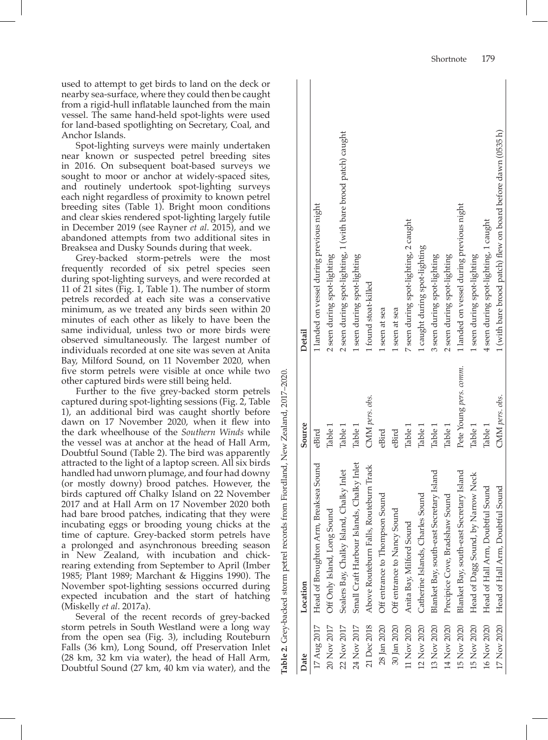used to attempt to get birds to land on the deck or nearby sea-surface, where they could then be caught from a rigid-hull inflatable launched from the main vessel. The same hand-held spot-lights were used for land-based spotlighting on Secretary, Coal, and Anchor Islands.

Spot-lighting surveys were mainly undertaken near known or suspected petrel breeding sites in 2016. On subsequent boat-based surveys we sought to moor or anchor at widely-spaced sites, and routinely undertook spot-lighting surveys each night regardless of proximity to known petrel breeding sites (Table 1). Bright moon conditions and clear skies rendered spot-lighting largely futile in December 2019 (see Rayner *et al*. 2015), and we abandoned attempts from two additional sites in Breaksea and Dusky Sounds during that week.

Grey-backed storm-petrels were the most frequently recorded of six petrel species seen during spot-lighting surveys, and were recorded at 11 of 21 sites (Fig. 1, Table 1). The number of storm petrels recorded at each site was a conservative minimum, as we treated any birds seen within 20 minutes of each other as likely to have been the same individual, unless two or more birds were observed simultaneously. The largest number of individuals recorded at one site was seven at Anita Bay, Milford Sound, on 11 November 2020, when five storm petrels were visible at once while two other captured birds were still being held.

Further to the five grey-backed storm petrels captured during spot-lighting sessions (Fig. 2, Table 1), an additional bird was caught shortly before dawn on 17 November 2020, when it flew into the dark wheelhouse of the *Southern Winds* while the vessel was at anchor at the head of Hall Arm, Doubtful Sound (Table 2). The bird was apparently attracted to the light of a laptop screen. All six birds handled had unworn plumage, and four had downy (or mostly downy) brood patches. However, the birds captured off Chalky Island on 22 November 2017 and at Hall Arm on 17 November 2020 both had bare brood patches, indicating that they were incubating eggs or brooding young chicks at the time of capture. Grey-backed storm petrels have a prolonged and asynchronous breeding season in New Zealand, with incubation and chick-rearing extending from September to April (Imber 1985; Plant 1989; Marchant & Higgins 1990). The November spot-lighting sessions occurred during expected incubation and the start of hatching (Miskelly *et al*. 2017a).

Several of the recent records of grey-backed storm petrels in South Westland were a long way from the open sea (Fig. 3), including Routeburn Falls (36 km), Long Sound, off Preservation Inlet (28 km, 32 km via water), the head of Hall Arm, Doubtful Sound (27 km, 40 km via water), and the

**Table 2.** Grey-backed storm petrel records from Fiordland, New Zealand, 2017–2020.

| Date | Location | Source | Detail |
|---|---|---|---|
| 17 Aug 2017 | Head of Broughton Arm, Breaksea Sound | eBird | 1 landed on vessel during previous night |
| 20 Nov 2017 | Off Only Island, Long Sound | Table 1 | 2 seen during spot-lighting |
| 22 Nov 2017 | Sealers Bay, Chalky Island, Chalky Inlet | Table 1 | 2 seen during spot-lighting, 1 (with bare brood patch) caught |
| 24 Nov 2017 | Small Craft Harbour Islands, Chalky Inlet | Table 1 | 1 seen during spot-lighting |
| 21 Dec 2018 | Above Routeburn Falls, Routeburn Track | CMM *pers. obs.* | 1 found stoat-killed |
| 28 Jan 2020 | Off entrance to Thompson Sound | eBird | 1 seen at sea |
| 30 Jan 2020 | Off entrance to Nancy Sound | eBird | 1 seen at sea |
| 11 Nov 2020 | Anita Bay, Milford Sound | Table 1 | 7 seen during spot-lighting, 2 caught |
| 12 Nov 2020 | Catherine Islands, Charles Sound | Table 1 | 1 caught during spot-lighting |
| 13 Nov 2020 | Blanket Bay, south-east Secretary Island | Table 1 | 3 seen during spot-lighting |
| 14 Nov 2020 | Precipice Cove, Bradshaw Sound | Table 1 | 2 seen during spot-lighting |
| 15 Nov 2020 | Blanket Bay, south-east Secretary Island | Pete Young *pers. comm.* | 1 landed on vessel during previous night |
| 15 Nov 2020 | Head of Dagg Sound, by Narrow Neck | Table 1 | 1 seen during spot-lighting |
| 16 Nov 2020 | Head of Hall Arm, Doubtful Sound | Table 1 | 4 seen during spot-lighting, 1 caught |
| 17 Nov 2020 | Head of Hall Arm, Doubtful Sound | CMM *pers. obs.* | 1 (with bare brood patch) flew on board before dawn (0535 h) |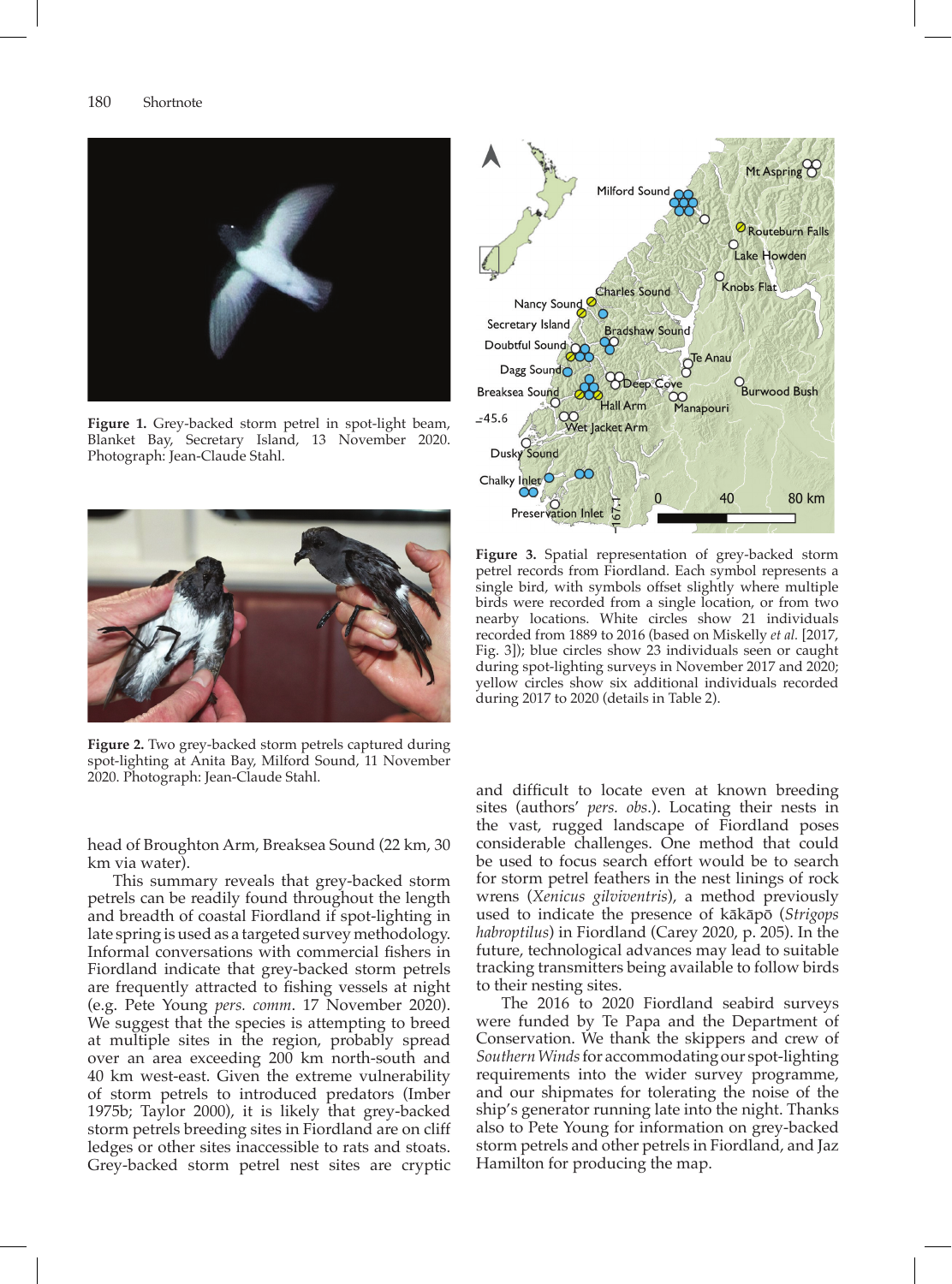**Figure 1.** Grey-backed storm petrel in spot-light beam, Blanket Bay, Secretary Island, 13 November 2020. Photograph: Jean-Claude Stahl.

**Figure 2.** Two grey-backed storm petrels captured during spot-lighting at Anita Bay, Milford Sound, 11 November 2020. Photograph: Jean-Claude Stahl.

**Figure 3.** Spatial representation of grey-backed storm petrel records from Fiordland. Each symbol represents a single bird, with symbols offset slightly where multiple birds were recorded from a single location, or from two nearby locations. White circles show 21 individuals recorded from 1889 to 2016 (based on Miskelly *et al.* [2017, Fig. 3]); blue circles show 23 individuals seen or caught during spot-lighting surveys in November 2017 and 2020; yellow circles show six additional individuals recorded during 2017 to 2020 (details in Table 2).

head of Broughton Arm, Breaksea Sound (22 km, 30 km via water).

This summary reveals that grey-backed storm petrels can be readily found throughout the length and breadth of coastal Fiordland if spot-lighting in late spring is used as a targeted survey methodology. Informal conversations with commercial fishers in Fiordland indicate that grey-backed storm petrels are frequently attracted to fishing vessels at night (e.g. Pete Young *pers. comm.* 17 November 2020). We suggest that the species is attempting to breed at multiple sites in the region, probably spread over an area exceeding 200 km north-south and 40 km west-east. Given the extreme vulnerability of storm petrels to introduced predators (Imber 1975b; Taylor 2000), it is likely that grey-backed storm petrels breeding sites in Fiordland are on cliff ledges or other sites inaccessible to rats and stoats. Grey-backed storm petrel nest sites are cryptic and difficult to locate even at known breeding sites (authors' *pers. obs.*). Locating their nests in the vast, rugged landscape of Fiordland poses considerable challenges. One method that could be used to focus search effort would be to search for storm petrel feathers in the nest linings of rock wrens (*Xenicus gilviventris*), a method previously used to indicate the presence of kākāpō (*Strigops habroptilus*) in Fiordland (Carey 2020, p. 205). In the future, technological advances may lead to suitable tracking transmitters being available to follow birds to their nesting sites.

The 2016 to 2020 Fiordland seabird surveys were funded by Te Papa and the Department of Conservation. We thank the skippers and crew of *Southern Winds* for accommodating our spot-lighting requirements into the wider survey programme, and our shipmates for tolerating the noise of the ship's generator running late into the night. Thanks also to Pete Young for information on grey-backed storm petrels and other petrels in Fiordland, and Jaz Hamilton for producing the map.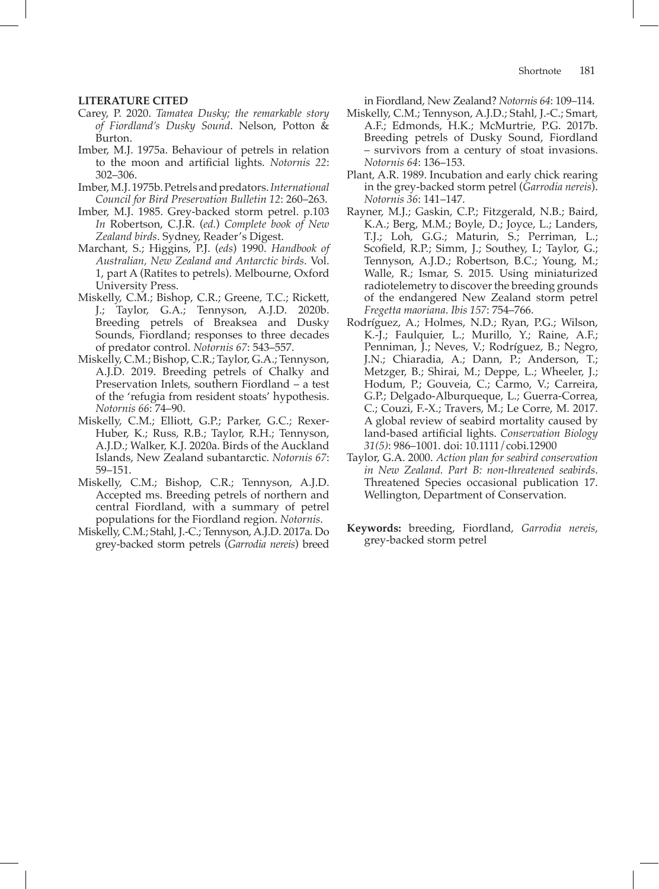## LITERATURE CITED

Carey, P. 2020. *Tamatea Dusky; the remarkable story of Fiordland's Dusky Sound*. Nelson, Potton & Burton.

Imber, M.J. 1975a. Behaviour of petrels in relation to the moon and artificial lights. *Notornis 22*: 302–306.

Imber, M.J. 1975b. Petrels and predators. *International Council for Bird Preservation Bulletin 12*: 260–263.

Imber, M.J. 1985. Grey-backed storm petrel. p.103 *In* Robertson, C.J.R. (*ed.*) *Complete book of New Zealand birds*. Sydney, Reader's Digest.

Marchant, S.; Higgins, P.J. (*eds*) 1990. *Handbook of Australian, New Zealand and Antarctic birds*. Vol. 1, part A (Ratites to petrels). Melbourne, Oxford University Press.

Miskelly, C.M.; Bishop, C.R.; Greene, T.C.; Rickett, J.; Taylor, G.A.; Tennyson, A.J.D. 2020b. Breeding petrels of Breaksea and Dusky Sounds, Fiordland; responses to three decades of predator control. *Notornis 67*: 543–557.

Miskelly, C.M.; Bishop, C.R.; Taylor, G.A.; Tennyson, A.J.D. 2019. Breeding petrels of Chalky and Preservation Inlets, southern Fiordland – a test of the 'refugia from resident stoats' hypothesis. *Notornis 66*: 74–90.

Miskelly, C.M.; Elliott, G.P.; Parker, G.C.; Rexer-Huber, K.; Russ, R.B.; Taylor, R.H.; Tennyson, A.J.D.; Walker, K.J. 2020a. Birds of the Auckland Islands, New Zealand subantarctic. *Notornis 67*: 59–151.

Miskelly, C.M.; Bishop, C.R.; Tennyson, A.J.D. Accepted ms. Breeding petrels of northern and central Fiordland, with a summary of petrel populations for the Fiordland region. *Notornis*.

Miskelly, C.M.; Stahl, J.-C.; Tennyson, A.J.D. 2017a. Do grey-backed storm petrels (*Garrodia nereis*) breed in Fiordland, New Zealand? *Notornis 64*: 109–114.

Miskelly, C.M.; Tennyson, A.J.D.; Stahl, J.-C.; Smart, A.F.; Edmonds, H.K.; McMurtrie, P.G. 2017b. Breeding petrels of Dusky Sound, Fiordland – survivors from a century of stoat invasions. *Notornis 64*: 136–153.

Plant, A.R. 1989. Incubation and early chick rearing in the grey-backed storm petrel (*Garrodia nereis*). *Notornis 36*: 141–147.

Rayner, M.J.; Gaskin, C.P.; Fitzgerald, N.B.; Baird, K.A.; Berg, M.M.; Boyle, D.; Joyce, L.; Landers, T.J.; Loh, G.G.; Maturin, S.; Perriman, L.; Scofield, R.P.; Simm, J.; Southey, I.; Taylor, G.; Tennyson, A.J.D.; Robertson, B.C.; Young, M.; Walle, R.; Ismar, S. 2015. Using miniaturized radiotelemetry to discover the breeding grounds of the endangered New Zealand storm petrel *Fregetta maoriana*. *Ibis 157*: 754–766.

Rodríguez, A.; Holmes, N.D.; Ryan, P.G.; Wilson, K.-J.; Faulquier, L.; Murillo, Y.; Raine, A.F.; Penniman, J.; Neves, V.; Rodríguez, B.; Negro, J.N.; Chiaradia, A.; Dann, P.; Anderson, T.; Metzger, B.; Shirai, M.; Deppe, L.; Wheeler, J.; Hodum, P.; Gouveia, C.; Carmo, V.; Carreira, G.P.; Delgado-Alburqueque, L.; Guerra-Correa, C.; Couzi, F.-X.; Travers, M.; Le Corre, M. 2017. A global review of seabird mortality caused by land-based artificial lights. *Conservation Biology 31(5)*: 986–1001. doi: 10.1111/cobi.12900

Taylor, G.A. 2000. *Action plan for seabird conservation in New Zealand. Part B: non-threatened seabirds*. Threatened Species occasional publication 17. Wellington, Department of Conservation.

**Keywords:** breeding, Fiordland, *Garrodia nereis*, grey-backed storm petrel